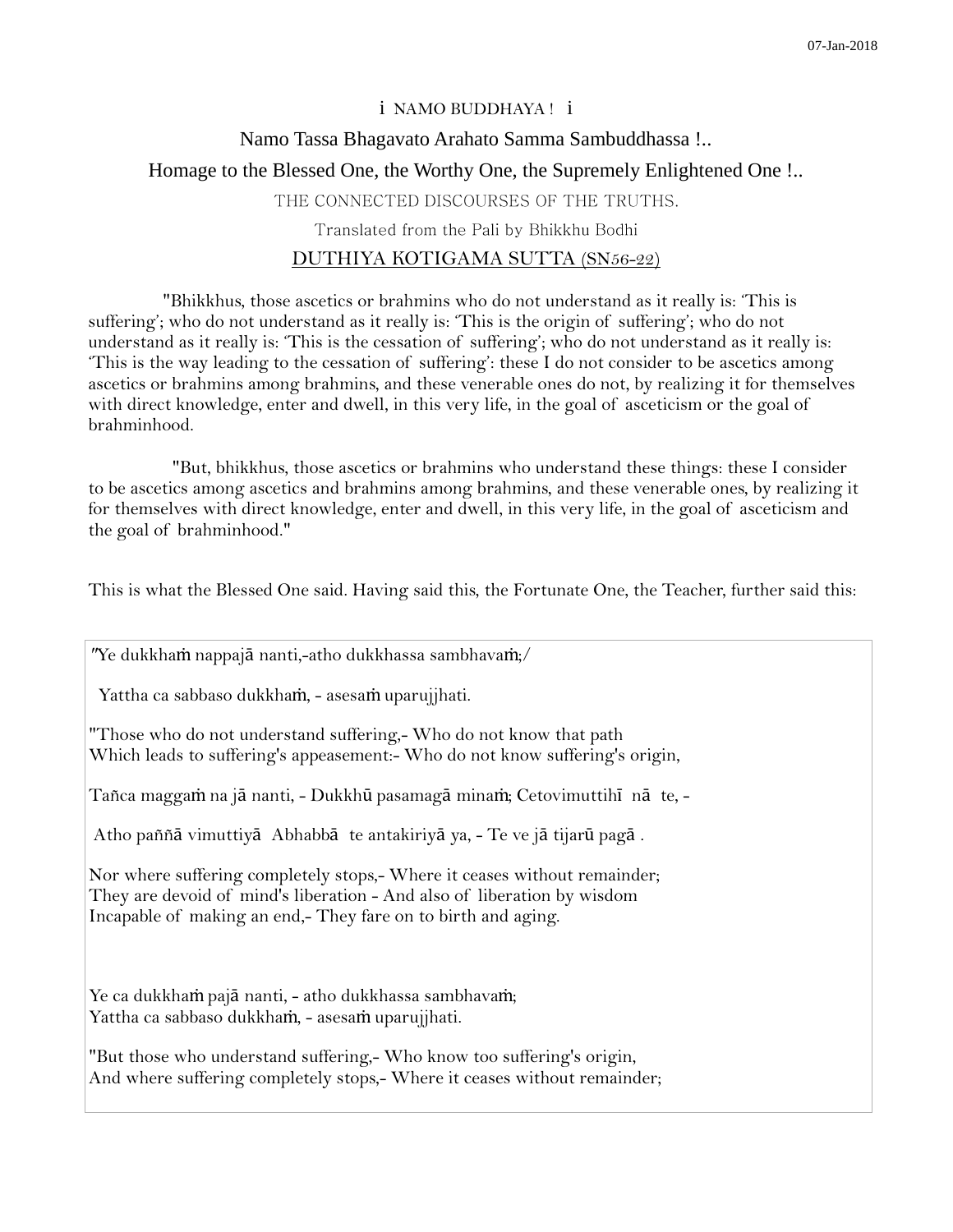¡ NAMO BUDDHAYA ! ¡

Namo Tassa Bhagavato Arahato Samma Sambuddhassa !..

Homage to the Blessed One, the Worthy One, the Supremely Enlightened One !..

THE CONNECTED DISCOURSES OF THE TRUTHS.

Translated from the Pali by Bhikkhu Bodhi

## DUTHIYA KOTIGAMA SUTTA (SN56-22)

"Bhikkhus, those ascetics or brahmins who do not understand as it really is: 'This is suffering'; who do not understand as it really is: 'This is the origin of suffering'; who do not understand as it really is: 'This is the cessation of suffering'; who do not understand as it really is: 'This is the way leading to the cessation of suffering': these I do not consider to be ascetics among ascetics or brahmins among brahmins, and these venerable ones do not, by realizing it for themselves with direct knowledge, enter and dwell, in this very life, in the goal of asceticism or the goal of brahminhood.

"But, bhikkhus, those ascetics or brahmins who understand these things: these I consider to be ascetics among ascetics and brahmins among brahmins, and these venerable ones, by realizing it for themselves with direct knowledge, enter and dwell, in this very life, in the goal of asceticism and the goal of brahminhood."

This is what the Blessed One said. Having said this, the Fortunate One, the Teacher, further said this:

"Ye dukkhaṁ nappajā nanti,-atho dukkhassa sambhavaṁ;/

Yattha ca sabbaso dukkhaṁ, - asesaṁ uparujjhati.

"Those who do not understand suffering,- Who do not know that path
Which leads to suffering's appeasement:- Who do not know suffering's origin,

Tañca maggaṁ na jā nanti, - Dukkhū pasamagā minaṁ; Cetovimuttihī nā te, -

Atho paññā vimuttiyā Abhabbā te antakiriyā ya, - Te ve jā tijarū pagā .

Nor where suffering completely stops,- Where it ceases without remainder;
They are devoid of mind's liberation - And also of liberation by wisdom
Incapable of making an end,- They fare on to birth and aging.

Ye ca dukkhaṁ pajā nanti, - atho dukkhassa sambhavaṁ;
Yattha ca sabbaso dukkhaṁ, - asesaṁ uparujjhati.

"But those who understand suffering,- Who know too suffering's origin,
And where suffering completely stops,- Where it ceases without remainder;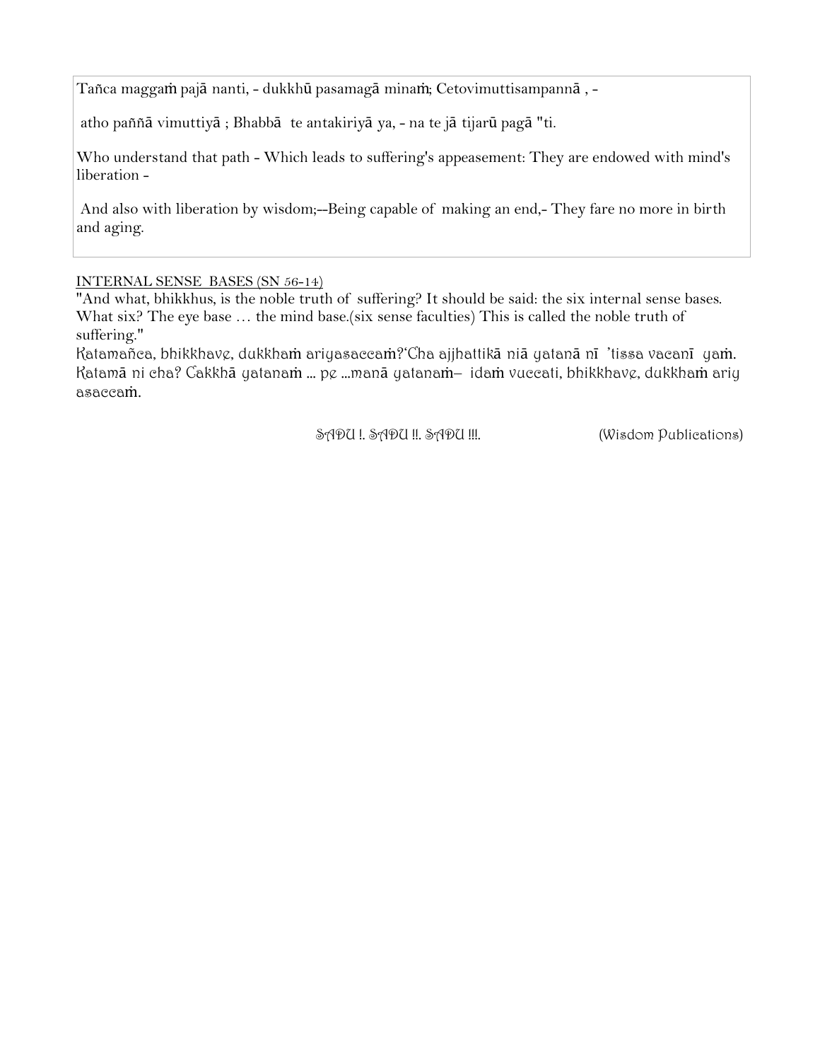Tañca maggaṁ pajā nanti, - dukkhū pasamagā minaṁ; Cetovimuttisampannā , -

atho paññā vimuttiyā ; Bhabbā te antakiriyā ya, - na te jā tijarū pagā "ti.

Who understand that path - Which leads to suffering's appeasement: They are endowed with mind's liberation -

And also with liberation by wisdom;--Being capable of making an end,- They fare no more in birth and aging.

INTERNAL SENSE BASES (SN 56-14)

"And what, bhikkhus, is the noble truth of suffering? It should be said: the six internal sense bases. What six? The eye base … the mind base.(six sense faculties) This is called the noble truth of suffering."

Katamañca, bhikkhave, dukkhaṁ ariyasaccaṁ?'Cha ajjhattikā niā yatanā nī 'tissa vacanī yaṁ. Katamā ni cha? Cakkhā yatanaṁ ... pe ...manā yatanaṁ– idaṁ vuccati, bhikkhave, dukkhaṁ ariy asaccaṁ.

SADU !. SADU !!. SADU !!!. (Wisdom Publications)